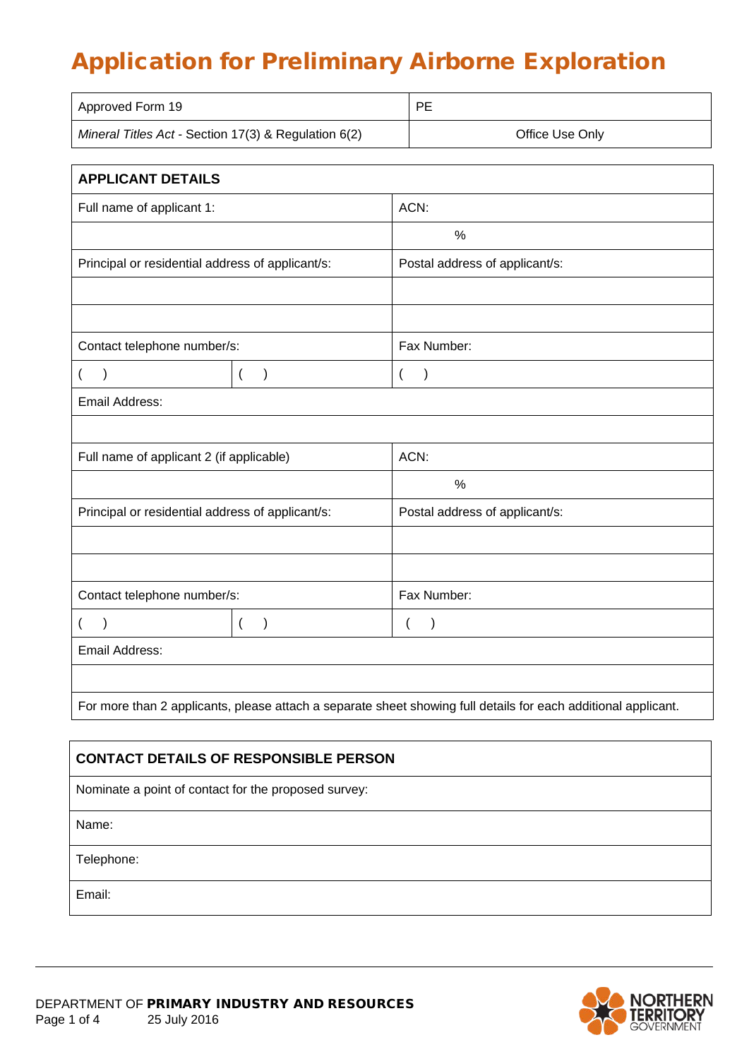# Application for Preliminary Airborne Exploration

| Approved Form 19 | PE |
|---|---|
| *Mineral Titles Act* - Section 17(3) & Regulation 6(2) | Office Use Only |

| APPLICANT DETAILS | | |
|---|---|---|
| Full name of applicant 1: | | ACN: |
| | | % |
| Principal or residential address of applicant/s: | | Postal address of applicant/s: |
| | | |
| | | |
| Contact telephone number/s: | | Fax Number: |
| ( ) | ( ) | ( ) |
| Email Address: | | |
| | | |
| Full name of applicant 2 (if applicable) | | ACN: |
| | | % |
| Principal or residential address of applicant/s: | | Postal address of applicant/s: |
| | | |
| | | |
| Contact telephone number/s: | | Fax Number: |
| ( ) | ( ) | ( ) |
| Email Address: | | |
| | | |
| For more than 2 applicants, please attach a separate sheet showing full details for each additional applicant. | | |

| CONTACT DETAILS OF RESPONSIBLE PERSON |
|---|
| Nominate a point of contact for the proposed survey: |
| Name: |
| Telephone: |
| Email: |

DEPARTMENT OF **PRIMARY INDUSTRY AND RESOURCES**

25 July 2016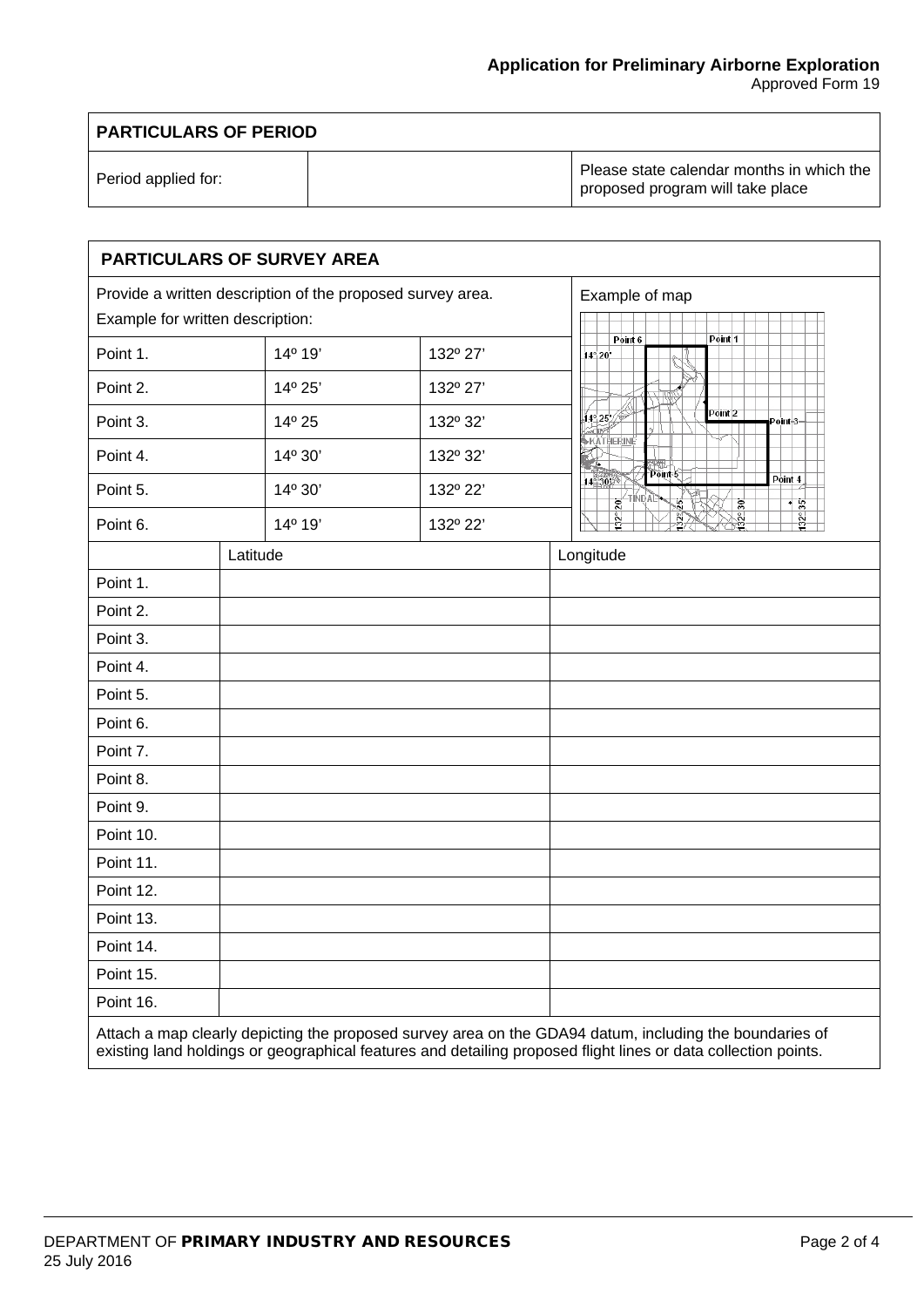## PARTICULARS OF PERIOD

| Period applied for: | | Please state calendar months in which the proposed program will take place |
|---|---|---|

## PARTICULARS OF SURVEY AREA

Provide a written description of the proposed survey area.

Example for written description:

| | | |
|---|---|---|
| Point 1. | 14º 19’ | 132º 27’ |
| Point 2. | 14º 25’ | 132º 27’ |
| Point 3. | 14º 25 | 132º 32’ |
| Point 4. | 14º 30’ | 132º 32’ |
| Point 5. | 14º 30’ | 132º 22’ |
| Point 6. | 14º 19’ | 132º 22’ |

Example of map

| | Latitude | Longitude |
|---|---|---|
| Point 1. | | |
| Point 2. | | |
| Point 3. | | |
| Point 4. | | |
| Point 5. | | |
| Point 6. | | |
| Point 7. | | |
| Point 8. | | |
| Point 9. | | |
| Point 10. | | |
| Point 11. | | |
| Point 12. | | |
| Point 13. | | |
| Point 14. | | |
| Point 15. | | |
| Point 16. | | |

Attach a map clearly depicting the proposed survey area on the GDA94 datum, including the boundaries of existing land holdings or geographical features and detailing proposed flight lines or data collection points.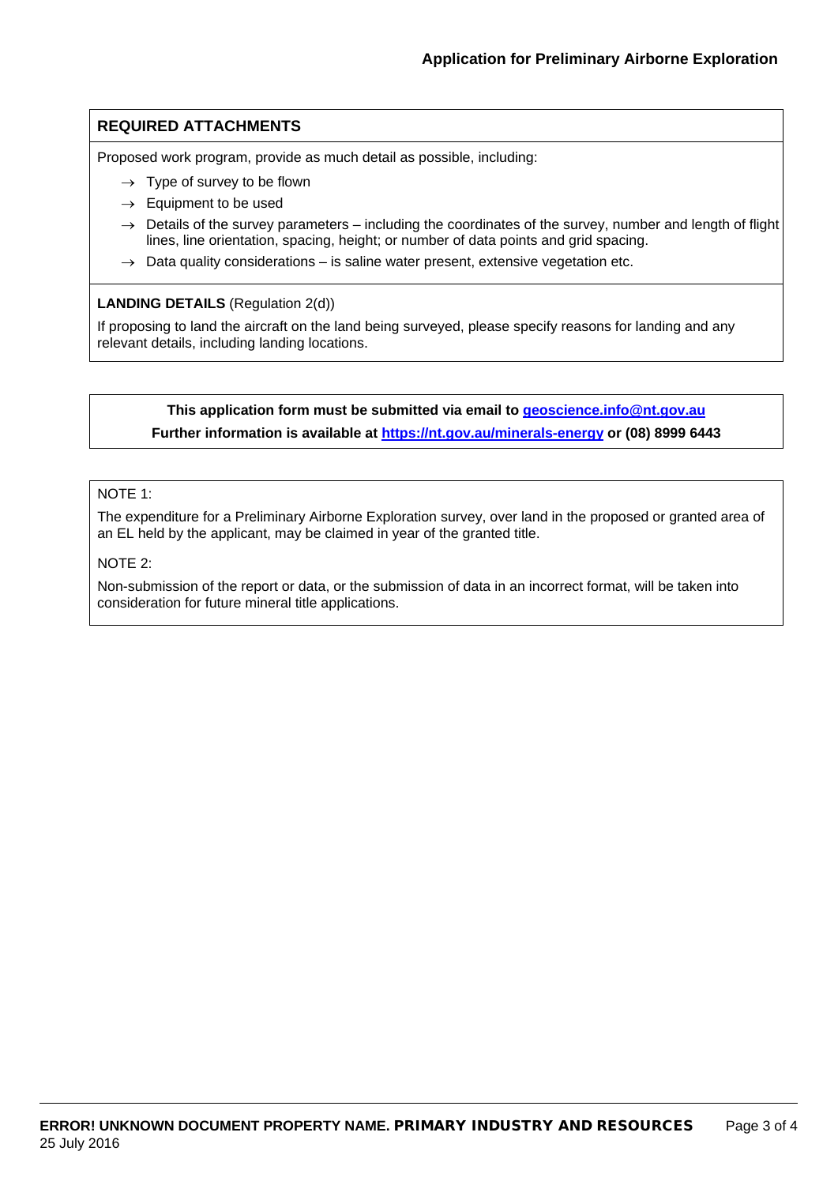## REQUIRED ATTACHMENTS

Proposed work program, provide as much detail as possible, including:

- → Type of survey to be flown
- → Equipment to be used
- → Details of the survey parameters – including the coordinates of the survey, number and length of flight lines, line orientation, spacing, height; or number of data points and grid spacing.
- → Data quality considerations – is saline water present, extensive vegetation etc.

**LANDING DETAILS** (Regulation 2(d))

If proposing to land the aircraft on the land being surveyed, please specify reasons for landing and any relevant details, including landing locations.

**This application form must be submitted via email to geoscience.info@nt.gov.au**

**Further information is available at https://nt.gov.au/minerals-energy or (08) 8999 6443**

NOTE 1:

The expenditure for a Preliminary Airborne Exploration survey, over land in the proposed or granted area of an EL held by the applicant, may be claimed in year of the granted title.

NOTE 2:

Non-submission of the report or data, or the submission of data in an incorrect format, will be taken into consideration for future mineral title applications.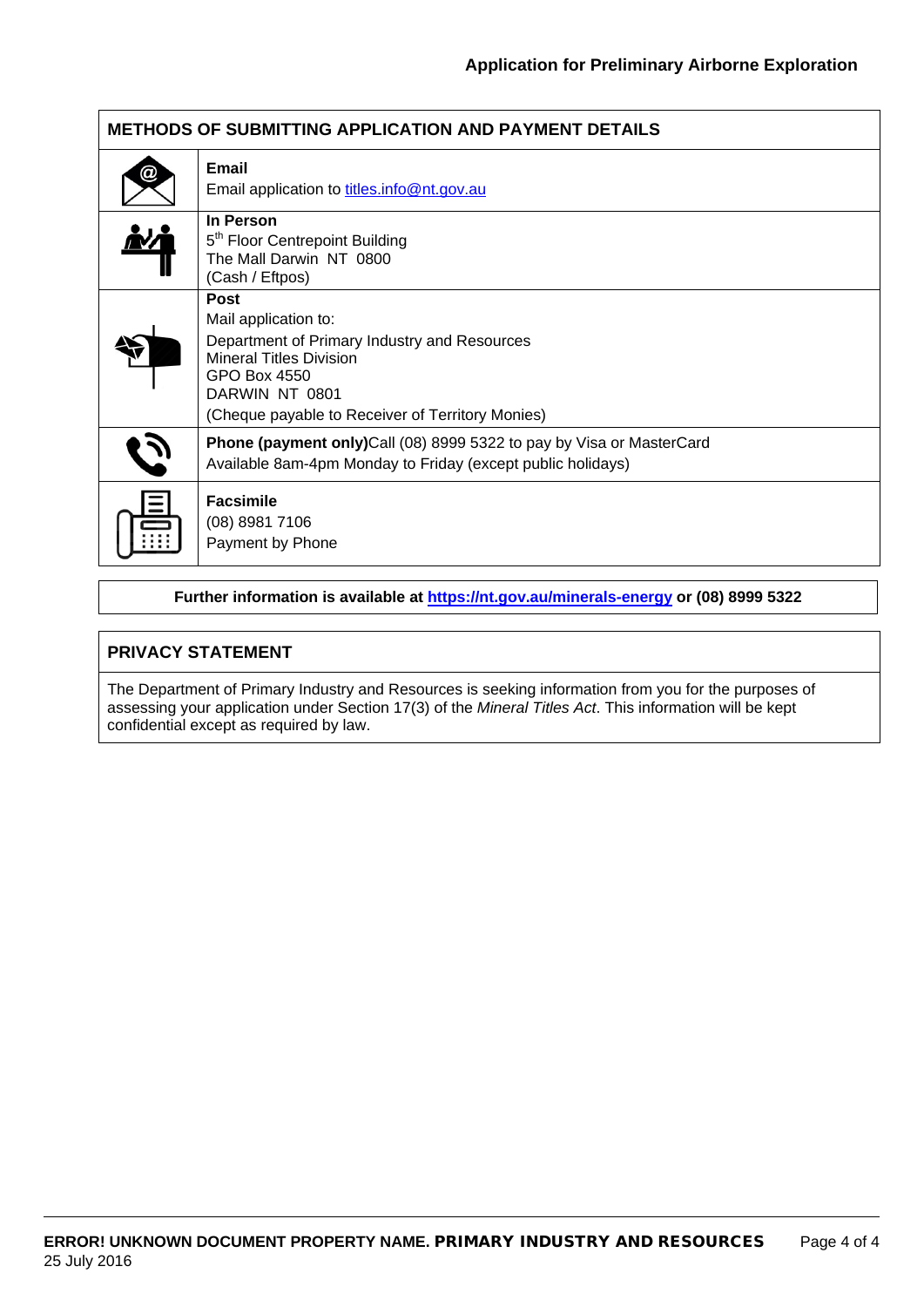## METHODS OF SUBMITTING APPLICATION AND PAYMENT DETAILS

| | |
|---|---|
| | **Email**<br>Email application to titles.info@nt.gov.au |
| | **In Person**<br>5th Floor Centrepoint Building<br>The Mall Darwin NT 0800<br>(Cash / Eftpos) |
| | **Post**<br>Mail application to:<br>Department of Primary Industry and Resources<br>Mineral Titles Division<br>GPO Box 4550<br>DARWIN NT 0801<br>(Cheque payable to Receiver of Territory Monies) |
| | **Phone (payment only)** Call (08) 8999 5322 to pay by Visa or MasterCard<br>Available 8am-4pm Monday to Friday (except public holidays) |
| | **Facsimile**<br>(08) 8981 7106<br>Payment by Phone |

**Further information is available at https://nt.gov.au/minerals-energy or (08) 8999 5322**

## PRIVACY STATEMENT

The Department of Primary Industry and Resources is seeking information from you for the purposes of assessing your application under Section 17(3) of the *Mineral Titles Act*. This information will be kept confidential except as required by law.